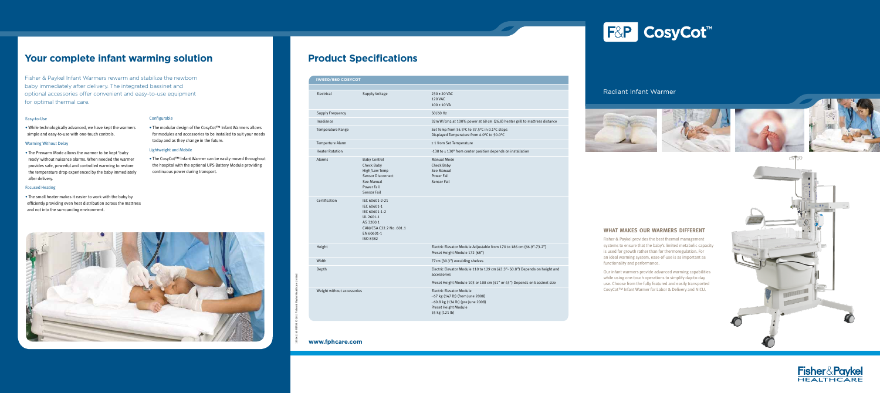# F&P CosyCot™

Radiant Infant Warmer

## Your complete infant warming solution

Fisher & Paykel Infant Warmers rewarm and stabilize the newborn baby immediately after delivery. The integrated bassinet and optional accessories offer convenient and easy-to-use equipment for optimal thermal care.

### Easy-to-Use

- While technologically advanced, we have kept the warmers simple and easy-to-use with one-touch controls.

### Warming Without Delay

- The Prewarm Mode allows the warmer to be kept 'baby ready' without nuisance alarms. When needed the warmer provides safe, powerful and controlled warming to restore the temperature drop experienced by the baby immediately after delivery.

### Focused Heating

- The small heater makes it easier to work with the baby by efficiently providing even heat distribution across the mattress and not into the surrounding environment.

### Configurable

- The modular design of the CosyCot™ Infant Warmers allows for modules and accessories to be installed to suit your needs today and as they change in the future.

### Lightweight and Mobile

- The CosyCot™ Infant Warmer can be easily moved throughout the hospital with the optional UPS Battery Module providing continuous power during transport.

## Product Specifications

| IW930/980 COSYCOT | | |
|---|---|---|
| Electrical | Supply Voltage | 230 ± 20 VAC<br>120 VAC<br>100 ± 10 VA |
| Supply Frequency | | 50/60 Hz |
| Irradiance | | 32mW/cm2 at 100% power at 68 cm (26.8) heater grill to mattress distance |
| Temperature Range | | Set Temp from 34.5ºC to 37.5ºC in 0.1ºC steps<br>Displayed Temperature from 4.0ºC to 50.0ºC |
| Temperture Alarm | | ± 1 from Set Temperature |
| Heater Rotation | | -130 to ± 130º from center position depends on installation |
| Alarms | Baby Control<br>Check Baby<br>High/Low Temp<br>Sensor Disconnect<br>See Manual<br>Power Fail<br>Sensor Fail | Manual Mode<br>Check Baby<br>See Manual<br>Power Fail<br>Sensor Fail |
| Certification | IEC 60601-2-21<br>IEC 60601-1<br>IEC 60601-1-2<br>UL 2601-1<br>AS 3200.1<br>CAN/CSA C22.2 No. 601.1<br>EN 60601-1<br>ISO 8382 | |
| Height | | Electric Elevator Module Adjustable from 170 to 186 cm (66.9"-73.2")<br>Preset Height Module 172 (68") |
| Width | | 77cm (30.3") exculding shelves |
| Depth | | Electric Elevator Module 110 to 129 cm (43.3"- 50.8") Depends on height and accessories<br>Preset Height Module 103 or 108 cm (41" or 43") Depends on bassinet size |
| Weight without accessories | | Electric Elevator Module<br>- 67 kg (147 lb) (from June 2008)<br>- 60.8 kg (134 lb) (pre June 2008)<br>Preset Height Module<br>55 kg (121 lb) |

www.fphcare.com

### WHAT MAKES OUR WARMERS DIFFERENT

Fisher & Paykel provides the best thermal management systems to ensure that the baby's limited metabolic capacity is used for growth rather than for thermoregulation. For an ideal warming system, ease-of-use is as important as functionality and performance.

Our infant warmers provide advanced warming capabilities while using one-touch operations to simplify day-to-day use. Choose from the fully featured and easily transported CosyCot™ Infant Warmer for Labor & Delivery and NICU.

Fisher & Paykel HEALTHCARE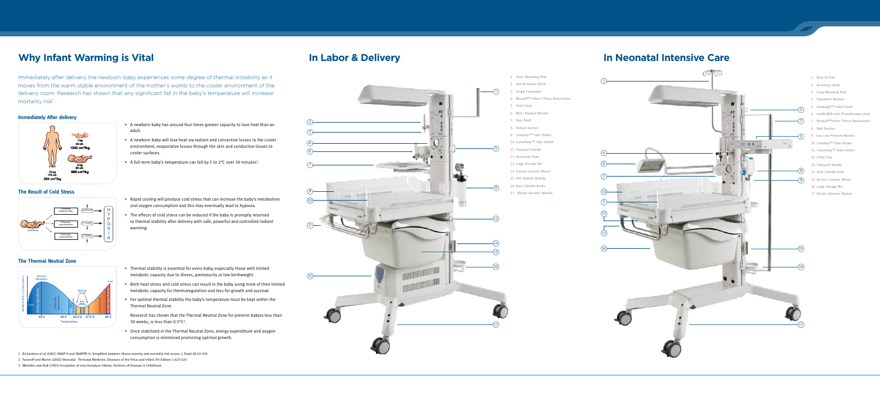# Why Infant Warming is Vital

Immediately after delivery the newborn baby experiences some degree of thermal instability as it moves from the warm stable environment of the mother's womb to the cooler environment of the delivery room. Research has shown that any significant fall in the baby's temperature will increase mortality risk[1].

### Immediately After delivery

1 kg
40 cm
1042 cm²/kg

3 kg
50 cm
985 cm²/kg

70 kg
175 cm
254 cm²/kg

- A newborn baby has around four times greater capacity to lose heat than an adult.
- A newborn baby will lose heat via radiant and convective losses to the cooler environment, evaporative losses through the skin and conductive losses to cooler surfaces.
- A full-term baby's temperature can fall by 1 to 2ºC over 30 minutes[2].

### The Result of Cold Stress

Cold Stress

Increased Metabolic Rate

Peripheral Vasoconstriction

Pulmonary Vasoconstriction

O₂ Demand

O₂ Supply

O₂ Supply

HYPOXIA

- Rapid cooling will produce cold stress that can increase the baby's metabolism and oxygen consumption and this may eventually lead to hypoxia.
- The effects of cold stress can be reduced if the baby is promptly returned to thermal stability after delivery with safe, powerful and controlled radiant warming.

### The Thermal Neutral Zone

Metabolic Rate (O₂ Consumption)

Maximal Metabolism

Death

Severe Hypothermia

Moderate Hypothermia

Normal range

Heat Stress

Thermal Neutral Zone

Hyperthermia

Severe Hyperthermia

Death

32°C 36°C 36.5°C 37.5°C 40°C

Temperature

- Thermal stability is essential for every baby, especially those with limited metabolic capacity due to illness, prematurity or low birthweight.
- Both heat stress and cold stress can result in the baby using more of their limited metabolic capacity for thermoregulation and less for growth and survival.
- For optimal thermal stability the baby's temperature must be kept within the Thermal Neutral Zone.

  Research has shown that the Thermal Neutral Zone for preterm babies less than 30 weeks, is less than 0.5°C[3].

- Once stabilized in the Thermal Neutral Zone, energy expenditure and oxygen consumption is minimized promoting optimal growth.

1. Richardson et al (2001) SNAP-II and SNAPPE-II: Simplified newborn illness severity and mortality risk scores. J. Paed:38:92-100
2. Fanaroff and Martin (2002) Neonatal - Perinatal Medicine, Diseases of the Fetus and Infant.7th Edition:1:623-625
3. Wheldon and Hull (1983) Incubation of very immature Infants. Archives of Disease in Childhood.

# In Labor & Delivery

1. Short Mounting Pole
2. Gas Accessory Block
3. Single Flowmeter
4. Neopuff™ Infant T-Piece Resuscitator
5. Hose Hook
6. Bird / Blomed Blender
7. Side Shelf
8. Venturi Suction
9. CosyGrip™ Tube Holder
10. CornerGrip™ Tube Holder
11. Transport Handle
12. Accessory Hook
13. Large Storage Bin
14. Suction Canister Mount
15. UPS Battery Module
16. Dual Cylinder Racks
17. Electric Elevator Module

# In Neonatal Intensive Care

1. Bent IV Pole
2. Accessory Hook
3. Long Mounting Pole
4. Flowmeter Module
5. neoweigh™ Infant Scale
6. neoBLUE® mini Phototherapy Lamp
7. Neopuff™Infant T-Piece Resuscitator
8. Wall Suction
9. Gas Low Pressure Module
10. CosyGrip™ Tube Holder
11. CornerGrip™ Tube Holder
12. X-Ray Tray
13. Transport Handle
14. Dual Cylinder Rack
15. Suction Canister Mount
16. Large Storage Bin
17. Electric Elevator Module